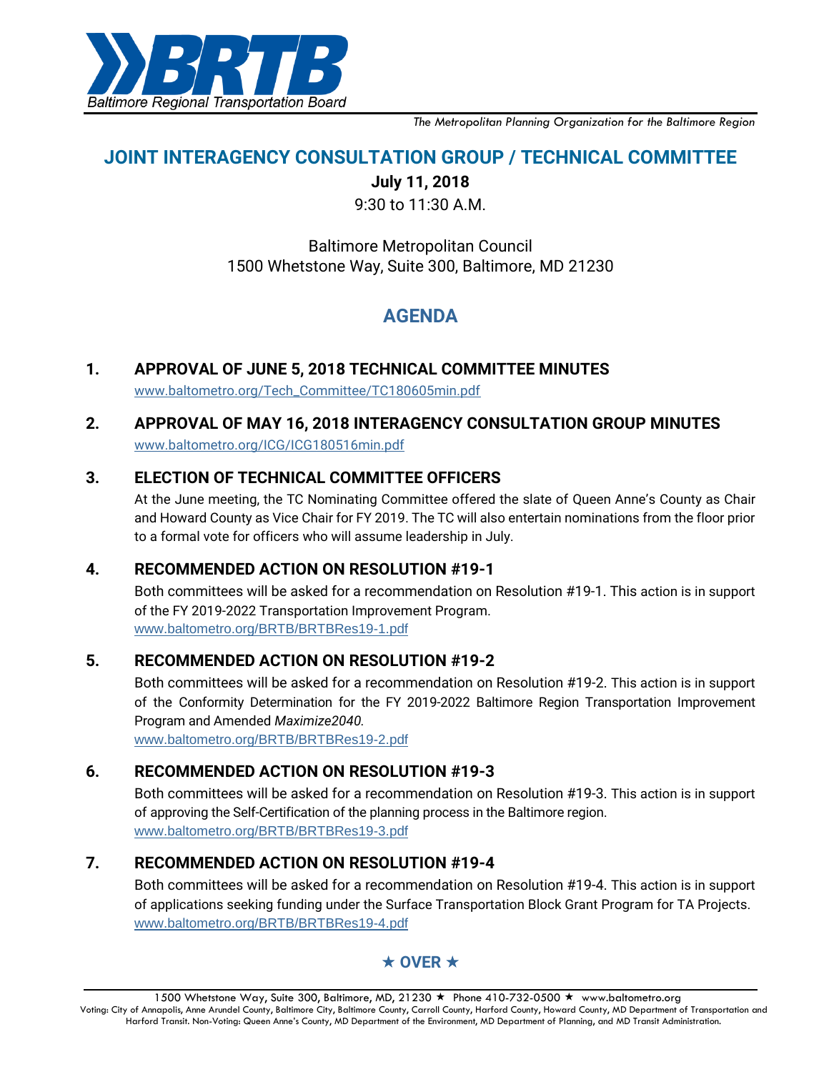Baltimore Regional Transportation Board

*The Metropolitan Planning Organization for the Baltimore Region*

# JOINT INTERAGENCY CONSULTATION GROUP / TECHNICAL COMMITTEE

**July 11, 2018**

9:30 to 11:30 A.M.

Baltimore Metropolitan Council
1500 Whetstone Way, Suite 300, Baltimore, MD 21230

## AGENDA

**1. APPROVAL OF JUNE 5, 2018 TECHNICAL COMMITTEE MINUTES**

www.baltometro.org/Tech_Committee/TC180605min.pdf

**2. APPROVAL OF MAY 16, 2018 INTERAGENCY CONSULTATION GROUP MINUTES**

www.baltometro.org/ICG/ICG180516min.pdf

**3. ELECTION OF TECHNICAL COMMITTEE OFFICERS**

At the June meeting, the TC Nominating Committee offered the slate of Queen Anne's County as Chair and Howard County as Vice Chair for FY 2019. The TC will also entertain nominations from the floor prior to a formal vote for officers who will assume leadership in July.

**4. RECOMMENDED ACTION ON RESOLUTION #19-1**

Both committees will be asked for a recommendation on Resolution #19-1. This action is in support of the FY 2019-2022 Transportation Improvement Program.

www.baltometro.org/BRTB/BRTBRes19-1.pdf

**5. RECOMMENDED ACTION ON RESOLUTION #19-2**

Both committees will be asked for a recommendation on Resolution #19-2. This action is in support of the Conformity Determination for the FY 2019-2022 Baltimore Region Transportation Improvement Program and Amended *Maximize2040.*

www.baltometro.org/BRTB/BRTBRes19-2.pdf

**6. RECOMMENDED ACTION ON RESOLUTION #19-3**

Both committees will be asked for a recommendation on Resolution #19-3. This action is in support of approving the Self-Certification of the planning process in the Baltimore region.

www.baltometro.org/BRTB/BRTBRes19-3.pdf

**7. RECOMMENDED ACTION ON RESOLUTION #19-4**

Both committees will be asked for a recommendation on Resolution #19-4. This action is in support of applications seeking funding under the Surface Transportation Block Grant Program for TA Projects.

www.baltometro.org/BRTB/BRTBRes19-4.pdf

**★ OVER ★**

1500 Whetstone Way, Suite 300, Baltimore, MD, 21230 ★ Phone 410-732-0500 ★ www.baltometro.org

Voting: City of Annapolis, Anne Arundel County, Baltimore City, Baltimore County, Carroll County, Harford County, Howard County, MD Department of Transportation and Harford Transit. Non-Voting: Queen Anne's County, MD Department of the Environment, MD Department of Planning, and MD Transit Administration.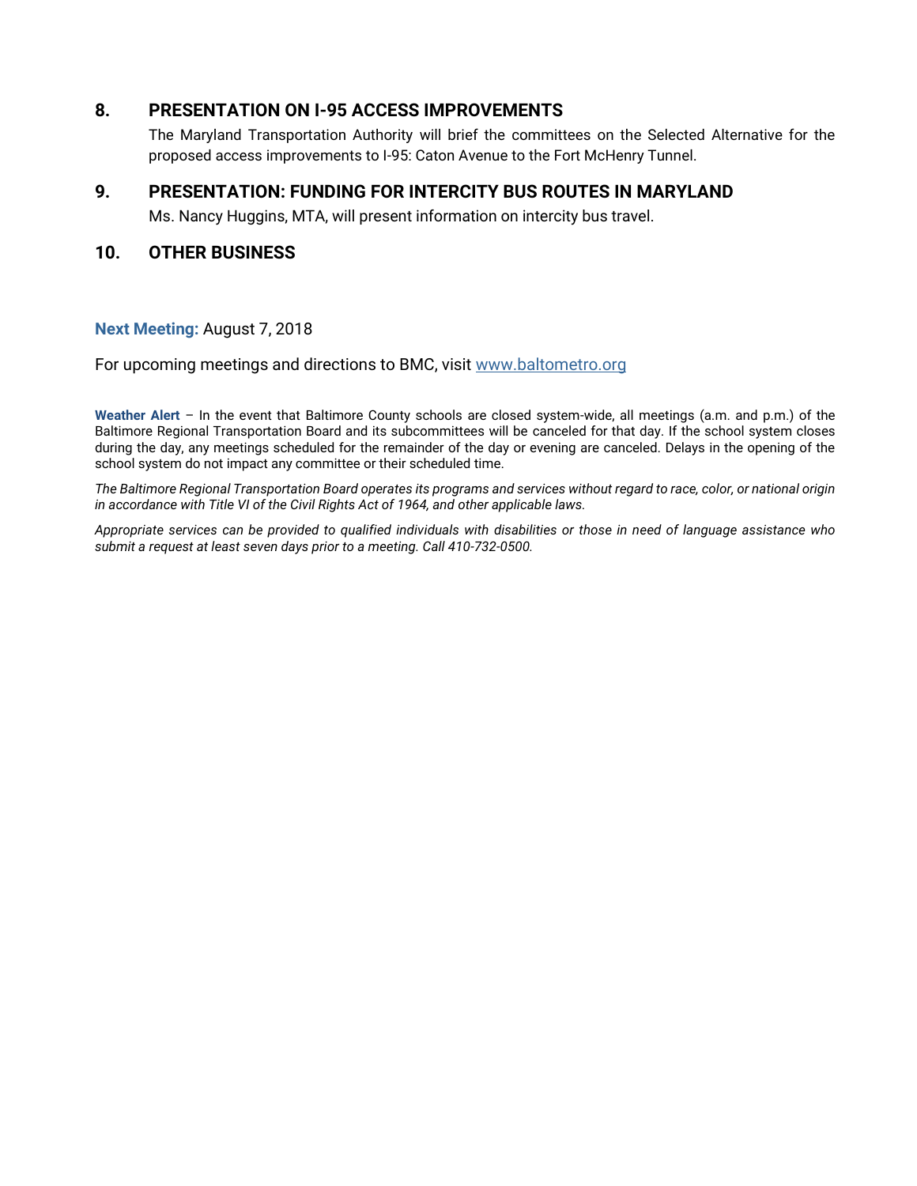## 8. PRESENTATION ON I-95 ACCESS IMPROVEMENTS

The Maryland Transportation Authority will brief the committees on the Selected Alternative for the proposed access improvements to I-95: Caton Avenue to the Fort McHenry Tunnel.

## 9. PRESENTATION: FUNDING FOR INTERCITY BUS ROUTES IN MARYLAND

Ms. Nancy Huggins, MTA, will present information on intercity bus travel.

## 10. OTHER BUSINESS

**Next Meeting:** August 7, 2018

For upcoming meetings and directions to BMC, visit [www.baltometro.org](http://www.baltometro.org)

**Weather Alert** – In the event that Baltimore County schools are closed system-wide, all meetings (a.m. and p.m.) of the Baltimore Regional Transportation Board and its subcommittees will be canceled for that day. If the school system closes during the day, any meetings scheduled for the remainder of the day or evening are canceled. Delays in the opening of the school system do not impact any committee or their scheduled time.

*The Baltimore Regional Transportation Board operates its programs and services without regard to race, color, or national origin in accordance with Title VI of the Civil Rights Act of 1964, and other applicable laws.*

*Appropriate services can be provided to qualified individuals with disabilities or those in need of language assistance who submit a request at least seven days prior to a meeting. Call 410-732-0500.*